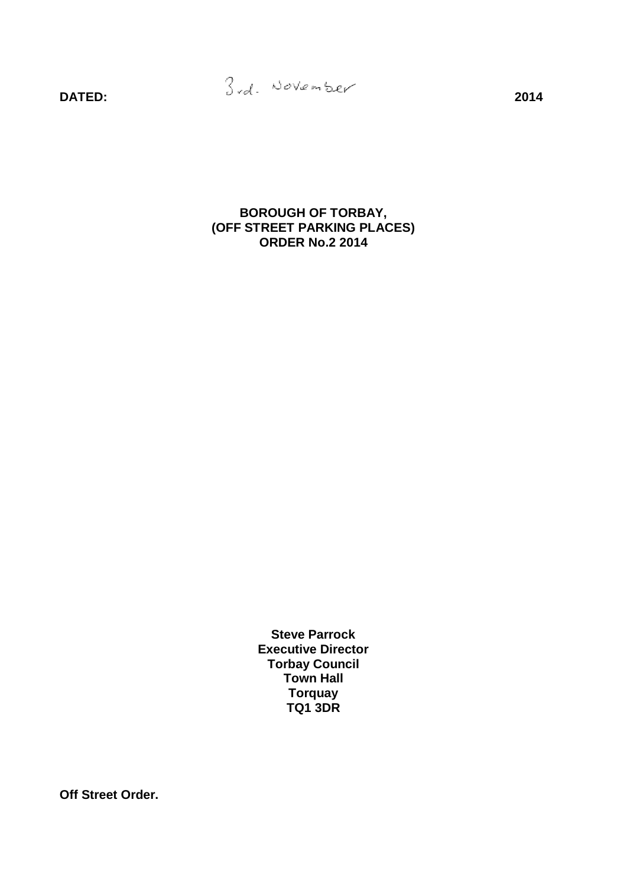**DATED:** 3rd. November **2014**

**BOROUGH OF TORBAY,**
**(OFF STREET PARKING PLACES)**
**ORDER No.2 2014**

**Steve Parrock**
**Executive Director**
**Torbay Council**
**Town Hall**
**Torquay**
**TQ1 3DR**

**Off Street Order.**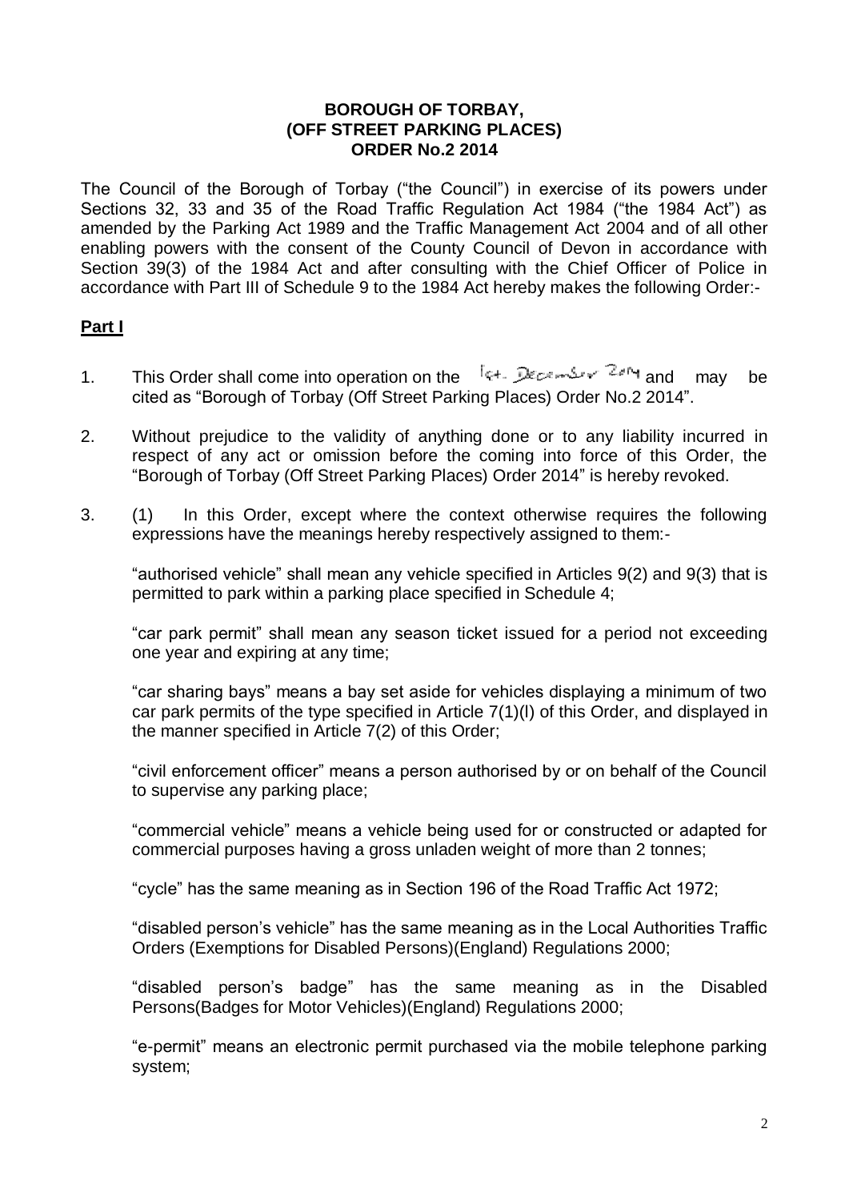**BOROUGH OF TORBAY, (OFF STREET PARKING PLACES) ORDER No.2 2014**

The Council of the Borough of Torbay ("the Council") in exercise of its powers under Sections 32, 33 and 35 of the Road Traffic Regulation Act 1984 ("the 1984 Act") as amended by the Parking Act 1989 and the Traffic Management Act 2004 and of all other enabling powers with the consent of the County Council of Devon in accordance with Section 39(3) of the 1984 Act and after consulting with the Chief Officer of Police in accordance with Part III of Schedule 9 to the 1984 Act hereby makes the following Order:-

## Part I

1. This Order shall come into operation on the 1st. December 2014 and may be cited as "Borough of Torbay (Off Street Parking Places) Order No.2 2014".

2. Without prejudice to the validity of anything done or to any liability incurred in respect of any act or omission before the coming into force of this Order, the "Borough of Torbay (Off Street Parking Places) Order 2014" is hereby revoked.

3. (1) In this Order, except where the context otherwise requires the following expressions have the meanings hereby respectively assigned to them:-

   "authorised vehicle" shall mean any vehicle specified in Articles 9(2) and 9(3) that is permitted to park within a parking place specified in Schedule 4;

   "car park permit" shall mean any season ticket issued for a period not exceeding one year and expiring at any time;

   "car sharing bays" means a bay set aside for vehicles displaying a minimum of two car park permits of the type specified in Article 7(1)(l) of this Order, and displayed in the manner specified in Article 7(2) of this Order;

   "civil enforcement officer" means a person authorised by or on behalf of the Council to supervise any parking place;

   "commercial vehicle" means a vehicle being used for or constructed or adapted for commercial purposes having a gross unladen weight of more than 2 tonnes;

   "cycle" has the same meaning as in Section 196 of the Road Traffic Act 1972;

   "disabled person's vehicle" has the same meaning as in the Local Authorities Traffic Orders (Exemptions for Disabled Persons)(England) Regulations 2000;

   "disabled person's badge" has the same meaning as in the Disabled Persons(Badges for Motor Vehicles)(England) Regulations 2000;

   "e-permit" means an electronic permit purchased via the mobile telephone parking system;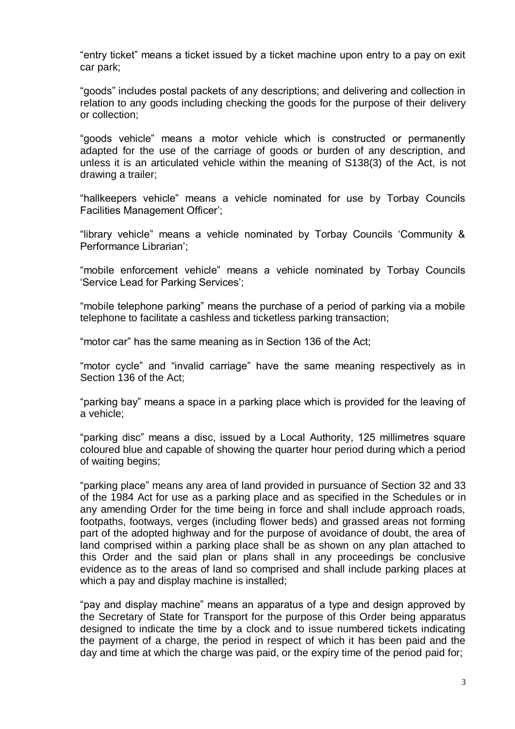"entry ticket" means a ticket issued by a ticket machine upon entry to a pay on exit car park;

"goods" includes postal packets of any descriptions; and delivering and collection in relation to any goods including checking the goods for the purpose of their delivery or collection;

"goods vehicle" means a motor vehicle which is constructed or permanently adapted for the use of the carriage of goods or burden of any description, and unless it is an articulated vehicle within the meaning of S138(3) of the Act, is not drawing a trailer;

"hallkeepers vehicle" means a vehicle nominated for use by Torbay Councils Facilities Management Officer';

"library vehicle" means a vehicle nominated by Torbay Councils 'Community & Performance Librarian';

"mobile enforcement vehicle" means a vehicle nominated by Torbay Councils 'Service Lead for Parking Services';

"mobile telephone parking" means the purchase of a period of parking via a mobile telephone to facilitate a cashless and ticketless parking transaction;

"motor car" has the same meaning as in Section 136 of the Act;

"motor cycle" and "invalid carriage" have the same meaning respectively as in Section 136 of the Act;

"parking bay" means a space in a parking place which is provided for the leaving of a vehicle;

"parking disc" means a disc, issued by a Local Authority, 125 millimetres square coloured blue and capable of showing the quarter hour period during which a period of waiting begins;

"parking place" means any area of land provided in pursuance of Section 32 and 33 of the 1984 Act for use as a parking place and as specified in the Schedules or in any amending Order for the time being in force and shall include approach roads, footpaths, footways, verges (including flower beds) and grassed areas not forming part of the adopted highway and for the purpose of avoidance of doubt, the area of land comprised within a parking place shall be as shown on any plan attached to this Order and the said plan or plans shall in any proceedings be conclusive evidence as to the areas of land so comprised and shall include parking places at which a pay and display machine is installed;

"pay and display machine" means an apparatus of a type and design approved by the Secretary of State for Transport for the purpose of this Order being apparatus designed to indicate the time by a clock and to issue numbered tickets indicating the payment of a charge, the period in respect of which it has been paid and the day and time at which the charge was paid, or the expiry time of the period paid for;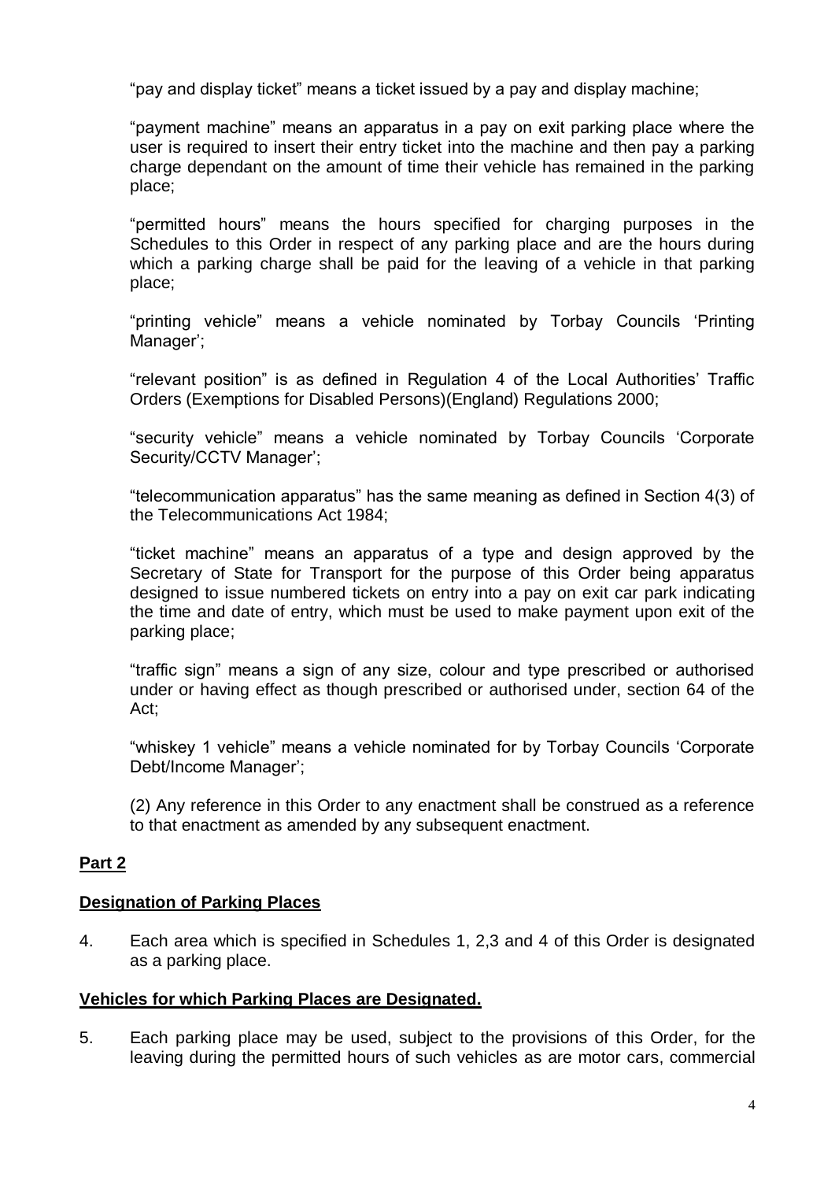"pay and display ticket" means a ticket issued by a pay and display machine;

"payment machine" means an apparatus in a pay on exit parking place where the user is required to insert their entry ticket into the machine and then pay a parking charge dependant on the amount of time their vehicle has remained in the parking place;

"permitted hours" means the hours specified for charging purposes in the Schedules to this Order in respect of any parking place and are the hours during which a parking charge shall be paid for the leaving of a vehicle in that parking place;

"printing vehicle" means a vehicle nominated by Torbay Councils 'Printing Manager';

"relevant position" is as defined in Regulation 4 of the Local Authorities' Traffic Orders (Exemptions for Disabled Persons)(England) Regulations 2000;

"security vehicle" means a vehicle nominated by Torbay Councils 'Corporate Security/CCTV Manager';

"telecommunication apparatus" has the same meaning as defined in Section 4(3) of the Telecommunications Act 1984;

"ticket machine" means an apparatus of a type and design approved by the Secretary of State for Transport for the purpose of this Order being apparatus designed to issue numbered tickets on entry into a pay on exit car park indicating the time and date of entry, which must be used to make payment upon exit of the parking place;

"traffic sign" means a sign of any size, colour and type prescribed or authorised under or having effect as though prescribed or authorised under, section 64 of the Act;

"whiskey 1 vehicle" means a vehicle nominated for by Torbay Councils 'Corporate Debt/Income Manager';

(2) Any reference in this Order to any enactment shall be construed as a reference to that enactment as amended by any subsequent enactment.

## **Part 2**

### **Designation of Parking Places**

4. Each area which is specified in Schedules 1, 2,3 and 4 of this Order is designated as a parking place.

### **Vehicles for which Parking Places are Designated.**

5. Each parking place may be used, subject to the provisions of this Order, for the leaving during the permitted hours of such vehicles as are motor cars, commercial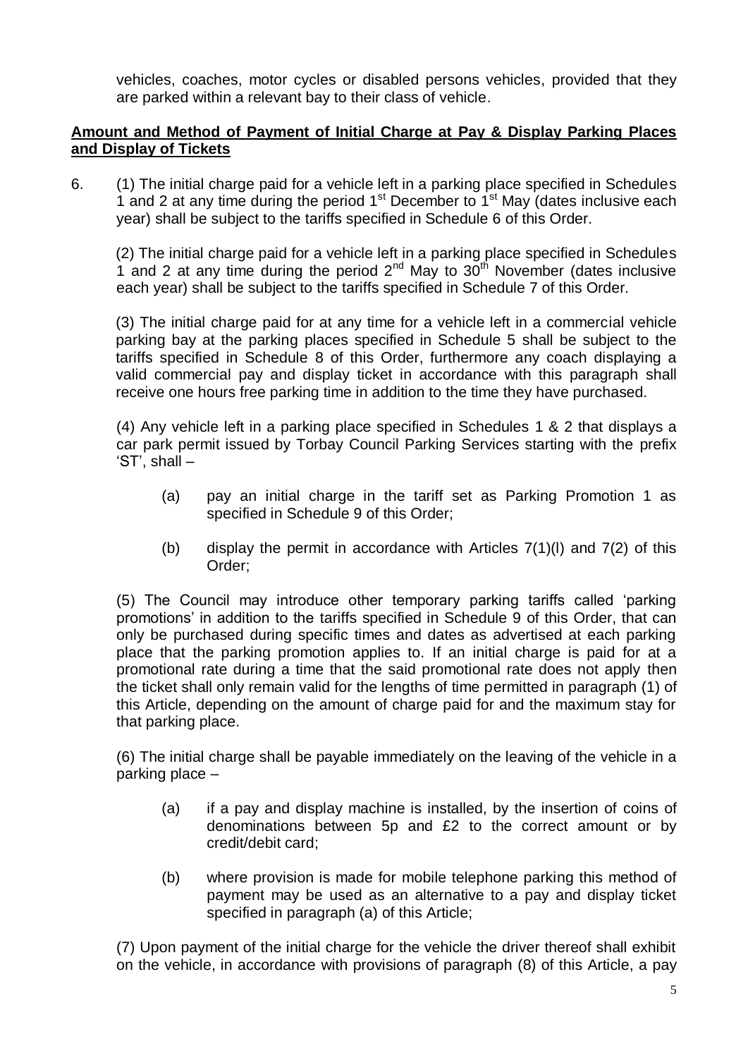vehicles, coaches, motor cycles or disabled persons vehicles, provided that they are parked within a relevant bay to their class of vehicle.

**Amount and Method of Payment of Initial Charge at Pay & Display Parking Places and Display of Tickets**

6. (1) The initial charge paid for a vehicle left in a parking place specified in Schedules 1 and 2 at any time during the period 1st December to 1st May (dates inclusive each year) shall be subject to the tariffs specified in Schedule 6 of this Order.

(2) The initial charge paid for a vehicle left in a parking place specified in Schedules 1 and 2 at any time during the period 2nd May to 30th November (dates inclusive each year) shall be subject to the tariffs specified in Schedule 7 of this Order.

(3) The initial charge paid for at any time for a vehicle left in a commercial vehicle parking bay at the parking places specified in Schedule 5 shall be subject to the tariffs specified in Schedule 8 of this Order, furthermore any coach displaying a valid commercial pay and display ticket in accordance with this paragraph shall receive one hours free parking time in addition to the time they have purchased.

(4) Any vehicle left in a parking place specified in Schedules 1 & 2 that displays a car park permit issued by Torbay Council Parking Services starting with the prefix 'ST', shall –

- (a) pay an initial charge in the tariff set as Parking Promotion 1 as specified in Schedule 9 of this Order;
- (b) display the permit in accordance with Articles 7(1)(l) and 7(2) of this Order;

(5) The Council may introduce other temporary parking tariffs called 'parking promotions' in addition to the tariffs specified in Schedule 9 of this Order, that can only be purchased during specific times and dates as advertised at each parking place that the parking promotion applies to. If an initial charge is paid for at a promotional rate during a time that the said promotional rate does not apply then the ticket shall only remain valid for the lengths of time permitted in paragraph (1) of this Article, depending on the amount of charge paid for and the maximum stay for that parking place.

(6) The initial charge shall be payable immediately on the leaving of the vehicle in a parking place –

- (a) if a pay and display machine is installed, by the insertion of coins of denominations between 5p and £2 to the correct amount or by credit/debit card;
- (b) where provision is made for mobile telephone parking this method of payment may be used as an alternative to a pay and display ticket specified in paragraph (a) of this Article;

(7) Upon payment of the initial charge for the vehicle the driver thereof shall exhibit on the vehicle, in accordance with provisions of paragraph (8) of this Article, a pay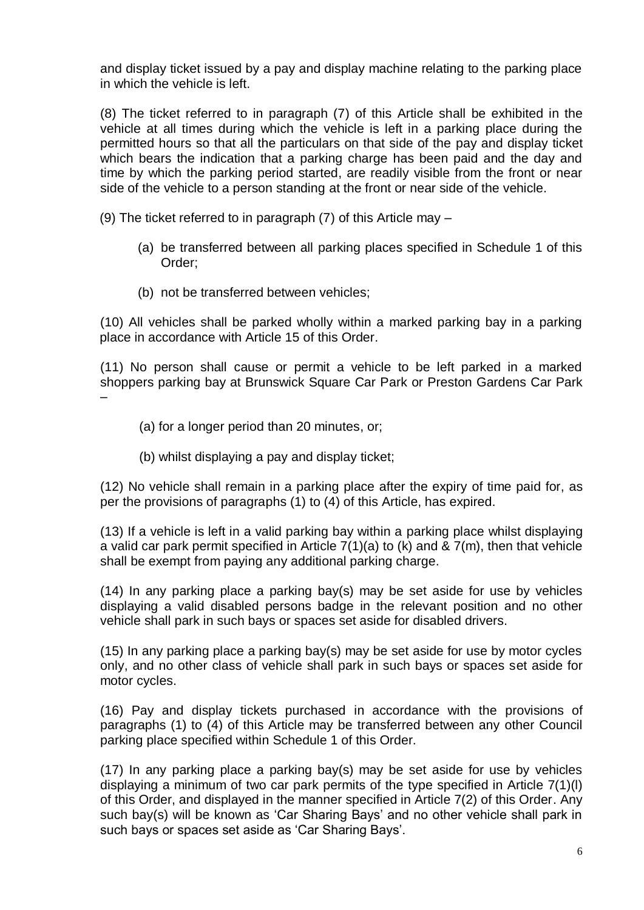and display ticket issued by a pay and display machine relating to the parking place in which the vehicle is left.

(8) The ticket referred to in paragraph (7) of this Article shall be exhibited in the vehicle at all times during which the vehicle is left in a parking place during the permitted hours so that all the particulars on that side of the pay and display ticket which bears the indication that a parking charge has been paid and the day and time by which the parking period started, are readily visible from the front or near side of the vehicle to a person standing at the front or near side of the vehicle.

(9) The ticket referred to in paragraph (7) of this Article may –

(a) be transferred between all parking places specified in Schedule 1 of this Order;

(b) not be transferred between vehicles;

(10) All vehicles shall be parked wholly within a marked parking bay in a parking place in accordance with Article 15 of this Order.

(11) No person shall cause or permit a vehicle to be left parked in a marked shoppers parking bay at Brunswick Square Car Park or Preston Gardens Car Park –

(a) for a longer period than 20 minutes, or;

(b) whilst displaying a pay and display ticket;

(12) No vehicle shall remain in a parking place after the expiry of time paid for, as per the provisions of paragraphs (1) to (4) of this Article, has expired.

(13) If a vehicle is left in a valid parking bay within a parking place whilst displaying a valid car park permit specified in Article 7(1)(a) to (k) and & 7(m), then that vehicle shall be exempt from paying any additional parking charge.

(14) In any parking place a parking bay(s) may be set aside for use by vehicles displaying a valid disabled persons badge in the relevant position and no other vehicle shall park in such bays or spaces set aside for disabled drivers.

(15) In any parking place a parking bay(s) may be set aside for use by motor cycles only, and no other class of vehicle shall park in such bays or spaces set aside for motor cycles.

(16) Pay and display tickets purchased in accordance with the provisions of paragraphs (1) to (4) of this Article may be transferred between any other Council parking place specified within Schedule 1 of this Order.

(17) In any parking place a parking bay(s) may be set aside for use by vehicles displaying a minimum of two car park permits of the type specified in Article 7(1)(l) of this Order, and displayed in the manner specified in Article 7(2) of this Order. Any such bay(s) will be known as 'Car Sharing Bays' and no other vehicle shall park in such bays or spaces set aside as 'Car Sharing Bays'.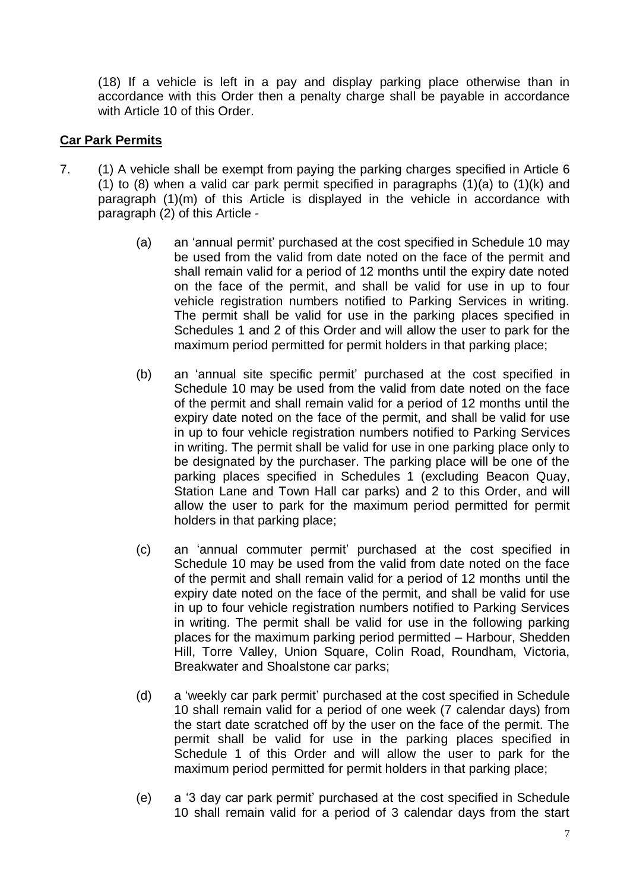(18) If a vehicle is left in a pay and display parking place otherwise than in accordance with this Order then a penalty charge shall be payable in accordance with Article 10 of this Order.

**Car Park Permits**

7. (1) A vehicle shall be exempt from paying the parking charges specified in Article 6 (1) to (8) when a valid car park permit specified in paragraphs (1)(a) to (1)(k) and paragraph (1)(m) of this Article is displayed in the vehicle in accordance with paragraph (2) of this Article -

   (a) an 'annual permit' purchased at the cost specified in Schedule 10 may be used from the valid from date noted on the face of the permit and shall remain valid for a period of 12 months until the expiry date noted on the face of the permit, and shall be valid for use in up to four vehicle registration numbers notified to Parking Services in writing. The permit shall be valid for use in the parking places specified in Schedules 1 and 2 of this Order and will allow the user to park for the maximum period permitted for permit holders in that parking place;

   (b) an 'annual site specific permit' purchased at the cost specified in Schedule 10 may be used from the valid from date noted on the face of the permit and shall remain valid for a period of 12 months until the expiry date noted on the face of the permit, and shall be valid for use in up to four vehicle registration numbers notified to Parking Services in writing. The permit shall be valid for use in one parking place only to be designated by the purchaser. The parking place will be one of the parking places specified in Schedules 1 (excluding Beacon Quay, Station Lane and Town Hall car parks) and 2 to this Order, and will allow the user to park for the maximum period permitted for permit holders in that parking place;

   (c) an 'annual commuter permit' purchased at the cost specified in Schedule 10 may be used from the valid from date noted on the face of the permit and shall remain valid for a period of 12 months until the expiry date noted on the face of the permit, and shall be valid for use in up to four vehicle registration numbers notified to Parking Services in writing. The permit shall be valid for use in the following parking places for the maximum parking period permitted – Harbour, Shedden Hill, Torre Valley, Union Square, Colin Road, Roundham, Victoria, Breakwater and Shoalstone car parks;

   (d) a 'weekly car park permit' purchased at the cost specified in Schedule 10 shall remain valid for a period of one week (7 calendar days) from the start date scratched off by the user on the face of the permit. The permit shall be valid for use in the parking places specified in Schedule 1 of this Order and will allow the user to park for the maximum period permitted for permit holders in that parking place;

   (e) a '3 day car park permit' purchased at the cost specified in Schedule 10 shall remain valid for a period of 3 calendar days from the start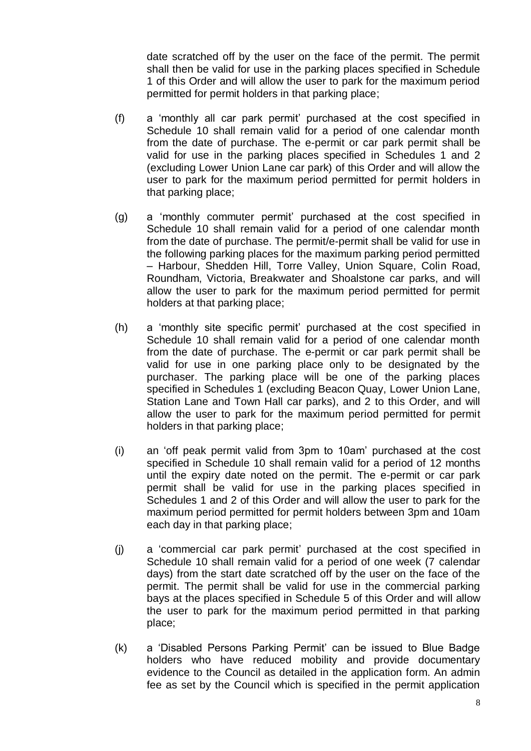date scratched off by the user on the face of the permit. The permit shall then be valid for use in the parking places specified in Schedule 1 of this Order and will allow the user to park for the maximum period permitted for permit holders in that parking place;

(f) a 'monthly all car park permit' purchased at the cost specified in Schedule 10 shall remain valid for a period of one calendar month from the date of purchase. The e-permit or car park permit shall be valid for use in the parking places specified in Schedules 1 and 2 (excluding Lower Union Lane car park) of this Order and will allow the user to park for the maximum period permitted for permit holders in that parking place;

(g) a 'monthly commuter permit' purchased at the cost specified in Schedule 10 shall remain valid for a period of one calendar month from the date of purchase. The permit/e-permit shall be valid for use in the following parking places for the maximum parking period permitted – Harbour, Shedden Hill, Torre Valley, Union Square, Colin Road, Roundham, Victoria, Breakwater and Shoalstone car parks, and will allow the user to park for the maximum period permitted for permit holders at that parking place;

(h) a 'monthly site specific permit' purchased at the cost specified in Schedule 10 shall remain valid for a period of one calendar month from the date of purchase. The e-permit or car park permit shall be valid for use in one parking place only to be designated by the purchaser. The parking place will be one of the parking places specified in Schedules 1 (excluding Beacon Quay, Lower Union Lane, Station Lane and Town Hall car parks), and 2 to this Order, and will allow the user to park for the maximum period permitted for permit holders in that parking place;

(i) an 'off peak permit valid from 3pm to 10am' purchased at the cost specified in Schedule 10 shall remain valid for a period of 12 months until the expiry date noted on the permit. The e-permit or car park permit shall be valid for use in the parking places specified in Schedules 1 and 2 of this Order and will allow the user to park for the maximum period permitted for permit holders between 3pm and 10am each day in that parking place;

(j) a 'commercial car park permit' purchased at the cost specified in Schedule 10 shall remain valid for a period of one week (7 calendar days) from the start date scratched off by the user on the face of the permit. The permit shall be valid for use in the commercial parking bays at the places specified in Schedule 5 of this Order and will allow the user to park for the maximum period permitted in that parking place;

(k) a 'Disabled Persons Parking Permit' can be issued to Blue Badge holders who have reduced mobility and provide documentary evidence to the Council as detailed in the application form. An admin fee as set by the Council which is specified in the permit application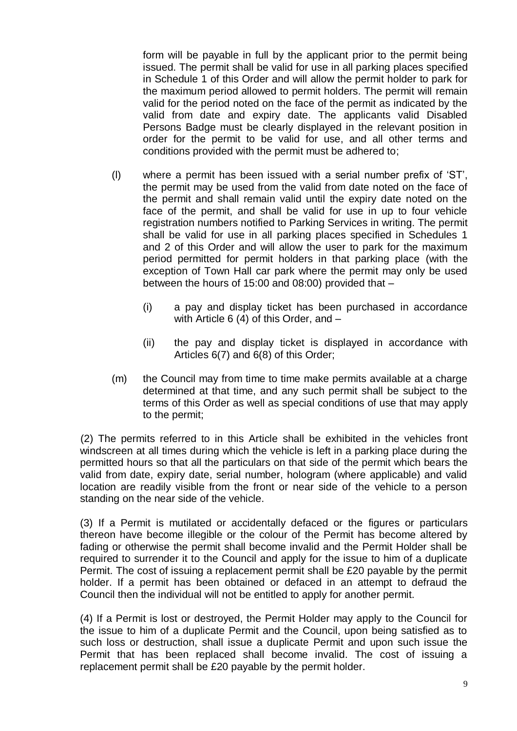form will be payable in full by the applicant prior to the permit being issued. The permit shall be valid for use in all parking places specified in Schedule 1 of this Order and will allow the permit holder to park for the maximum period allowed to permit holders. The permit will remain valid for the period noted on the face of the permit as indicated by the valid from date and expiry date. The applicants valid Disabled Persons Badge must be clearly displayed in the relevant position in order for the permit to be valid for use, and all other terms and conditions provided with the permit must be adhered to;

(l) where a permit has been issued with a serial number prefix of 'ST', the permit may be used from the valid from date noted on the face of the permit and shall remain valid until the expiry date noted on the face of the permit, and shall be valid for use in up to four vehicle registration numbers notified to Parking Services in writing. The permit shall be valid for use in all parking places specified in Schedules 1 and 2 of this Order and will allow the user to park for the maximum period permitted for permit holders in that parking place (with the exception of Town Hall car park where the permit may only be used between the hours of 15:00 and 08:00) provided that –

   (i) a pay and display ticket has been purchased in accordance with Article 6 (4) of this Order, and –

   (ii) the pay and display ticket is displayed in accordance with Articles 6(7) and 6(8) of this Order;

(m) the Council may from time to time make permits available at a charge determined at that time, and any such permit shall be subject to the terms of this Order as well as special conditions of use that may apply to the permit;

(2) The permits referred to in this Article shall be exhibited in the vehicles front windscreen at all times during which the vehicle is left in a parking place during the permitted hours so that all the particulars on that side of the permit which bears the valid from date, expiry date, serial number, hologram (where applicable) and valid location are readily visible from the front or near side of the vehicle to a person standing on the near side of the vehicle.

(3) If a Permit is mutilated or accidentally defaced or the figures or particulars thereon have become illegible or the colour of the Permit has become altered by fading or otherwise the permit shall become invalid and the Permit Holder shall be required to surrender it to the Council and apply for the issue to him of a duplicate Permit. The cost of issuing a replacement permit shall be £20 payable by the permit holder. If a permit has been obtained or defaced in an attempt to defraud the Council then the individual will not be entitled to apply for another permit.

(4) If a Permit is lost or destroyed, the Permit Holder may apply to the Council for the issue to him of a duplicate Permit and the Council, upon being satisfied as to such loss or destruction, shall issue a duplicate Permit and upon such issue the Permit that has been replaced shall become invalid. The cost of issuing a replacement permit shall be £20 payable by the permit holder.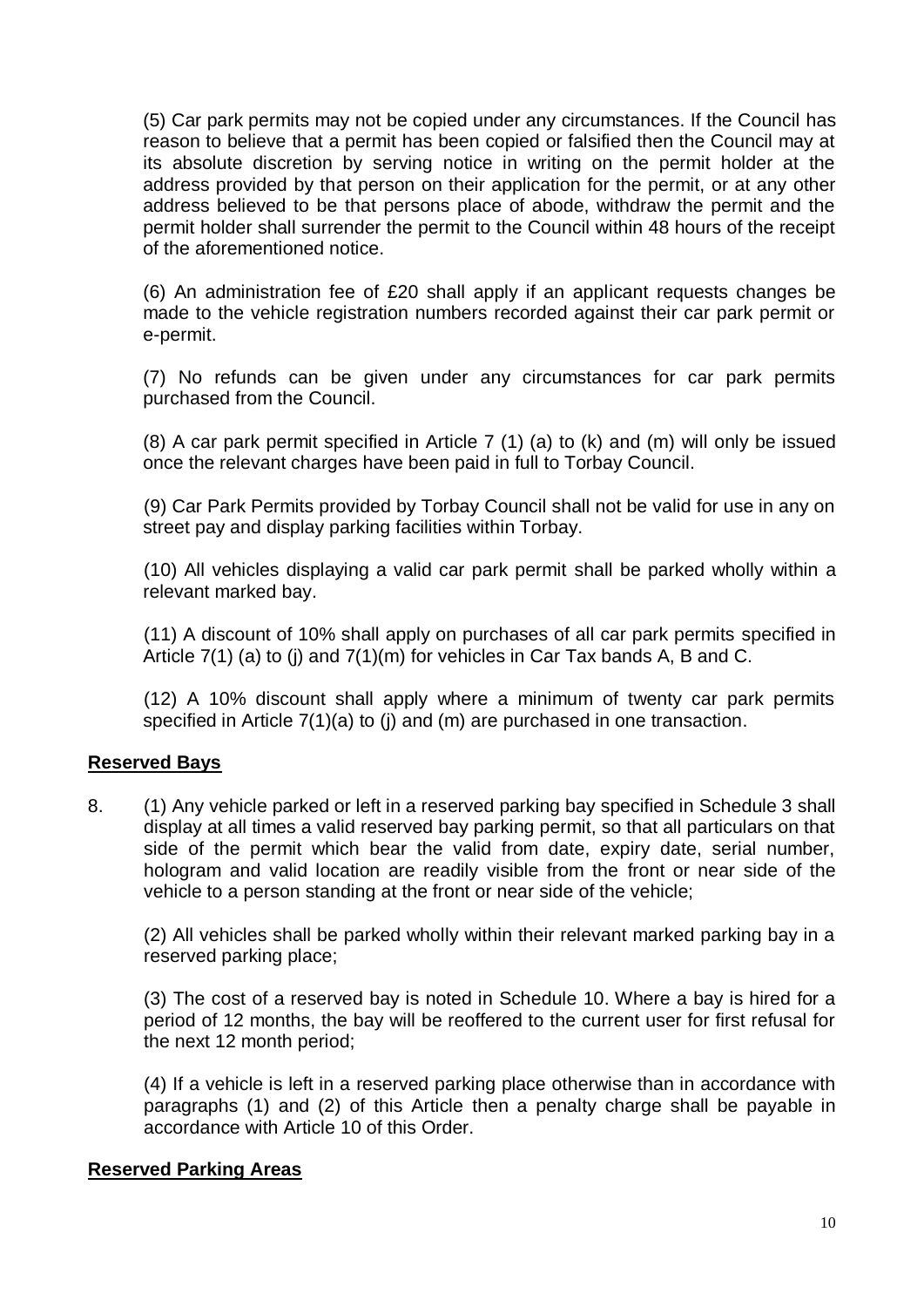(5) Car park permits may not be copied under any circumstances. If the Council has reason to believe that a permit has been copied or falsified then the Council may at its absolute discretion by serving notice in writing on the permit holder at the address provided by that person on their application for the permit, or at any other address believed to be that persons place of abode, withdraw the permit and the permit holder shall surrender the permit to the Council within 48 hours of the receipt of the aforementioned notice.

(6) An administration fee of £20 shall apply if an applicant requests changes be made to the vehicle registration numbers recorded against their car park permit or e-permit.

(7) No refunds can be given under any circumstances for car park permits purchased from the Council.

(8) A car park permit specified in Article 7 (1) (a) to (k) and (m) will only be issued once the relevant charges have been paid in full to Torbay Council.

(9) Car Park Permits provided by Torbay Council shall not be valid for use in any on street pay and display parking facilities within Torbay.

(10) All vehicles displaying a valid car park permit shall be parked wholly within a relevant marked bay.

(11) A discount of 10% shall apply on purchases of all car park permits specified in Article 7(1) (a) to (j) and 7(1)(m) for vehicles in Car Tax bands A, B and C.

(12) A 10% discount shall apply where a minimum of twenty car park permits specified in Article 7(1)(a) to (j) and (m) are purchased in one transaction.

## Reserved Bays

8. (1) Any vehicle parked or left in a reserved parking bay specified in Schedule 3 shall display at all times a valid reserved bay parking permit, so that all particulars on that side of the permit which bear the valid from date, expiry date, serial number, hologram and valid location are readily visible from the front or near side of the vehicle to a person standing at the front or near side of the vehicle;

(2) All vehicles shall be parked wholly within their relevant marked parking bay in a reserved parking place;

(3) The cost of a reserved bay is noted in Schedule 10. Where a bay is hired for a period of 12 months, the bay will be reoffered to the current user for first refusal for the next 12 month period;

(4) If a vehicle is left in a reserved parking place otherwise than in accordance with paragraphs (1) and (2) of this Article then a penalty charge shall be payable in accordance with Article 10 of this Order.

## Reserved Parking Areas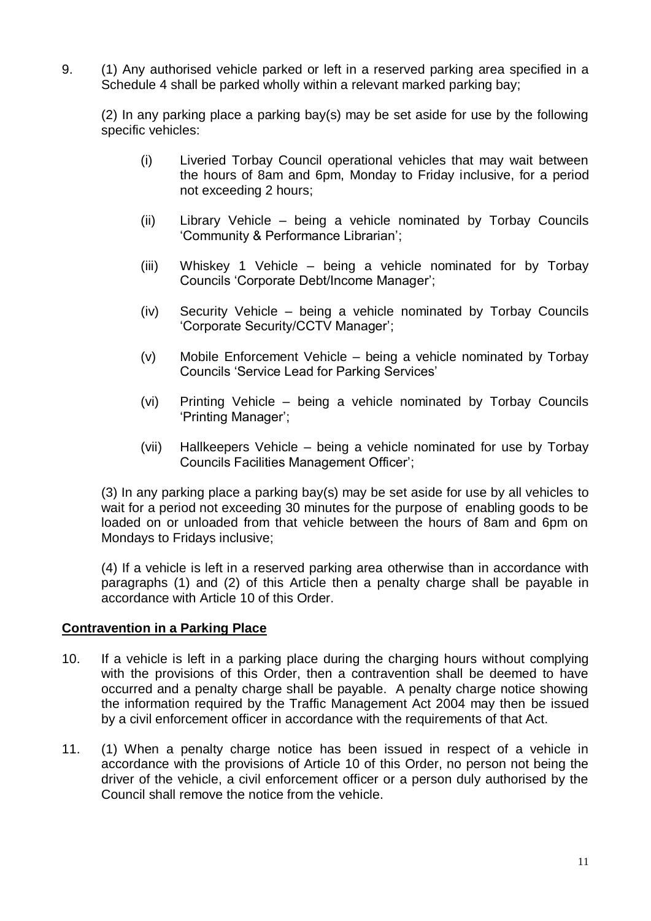9. (1) Any authorised vehicle parked or left in a reserved parking area specified in a Schedule 4 shall be parked wholly within a relevant marked parking bay;

   (2) In any parking place a parking bay(s) may be set aside for use by the following specific vehicles:

   (i) Liveried Torbay Council operational vehicles that may wait between the hours of 8am and 6pm, Monday to Friday inclusive, for a period not exceeding 2 hours;

   (ii) Library Vehicle – being a vehicle nominated by Torbay Councils 'Community & Performance Librarian';

   (iii) Whiskey 1 Vehicle – being a vehicle nominated for by Torbay Councils 'Corporate Debt/Income Manager';

   (iv) Security Vehicle – being a vehicle nominated by Torbay Councils 'Corporate Security/CCTV Manager';

   (v) Mobile Enforcement Vehicle – being a vehicle nominated by Torbay Councils 'Service Lead for Parking Services'

   (vi) Printing Vehicle – being a vehicle nominated by Torbay Councils 'Printing Manager';

   (vii) Hallkeepers Vehicle – being a vehicle nominated for use by Torbay Councils Facilities Management Officer';

   (3) In any parking place a parking bay(s) may be set aside for use by all vehicles to wait for a period not exceeding 30 minutes for the purpose of enabling goods to be loaded on or unloaded from that vehicle between the hours of 8am and 6pm on Mondays to Fridays inclusive;

   (4) If a vehicle is left in a reserved parking area otherwise than in accordance with paragraphs (1) and (2) of this Article then a penalty charge shall be payable in accordance with Article 10 of this Order.

**Contravention in a Parking Place**

10. If a vehicle is left in a parking place during the charging hours without complying with the provisions of this Order, then a contravention shall be deemed to have occurred and a penalty charge shall be payable. A penalty charge notice showing the information required by the Traffic Management Act 2004 may then be issued by a civil enforcement officer in accordance with the requirements of that Act.

11. (1) When a penalty charge notice has been issued in respect of a vehicle in accordance with the provisions of Article 10 of this Order, no person not being the driver of the vehicle, a civil enforcement officer or a person duly authorised by the Council shall remove the notice from the vehicle.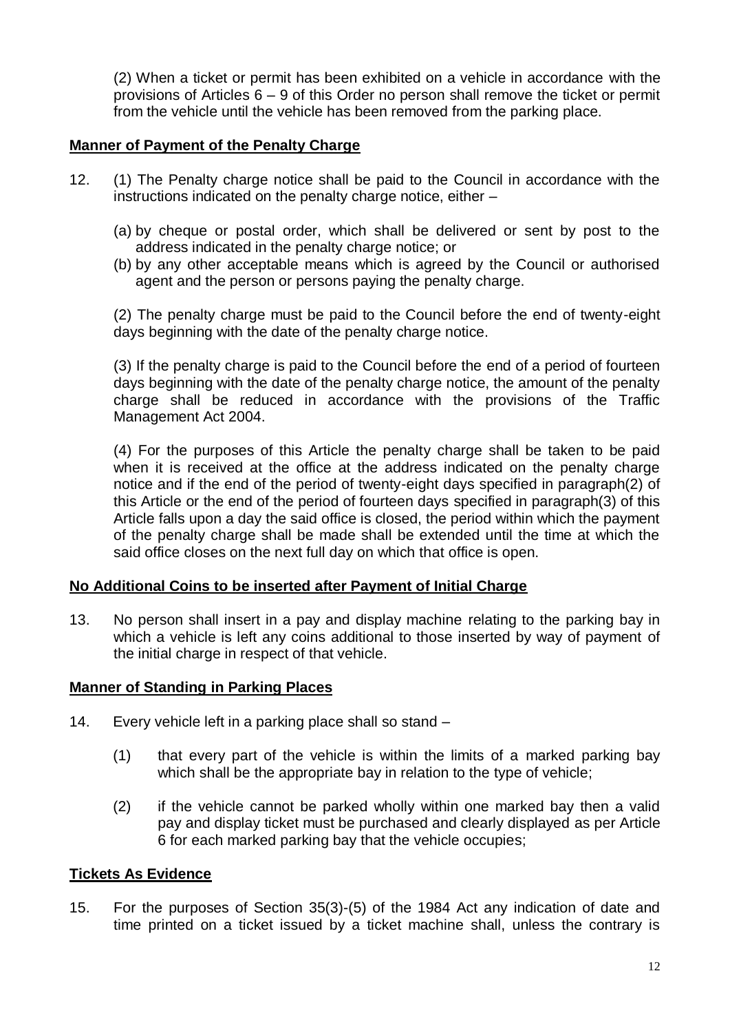(2) When a ticket or permit has been exhibited on a vehicle in accordance with the provisions of Articles 6 – 9 of this Order no person shall remove the ticket or permit from the vehicle until the vehicle has been removed from the parking place.

**Manner of Payment of the Penalty Charge**

12. (1) The Penalty charge notice shall be paid to the Council in accordance with the instructions indicated on the penalty charge notice, either –

    (a) by cheque or postal order, which shall be delivered or sent by post to the address indicated in the penalty charge notice; or
    (b) by any other acceptable means which is agreed by the Council or authorised agent and the person or persons paying the penalty charge.

    (2) The penalty charge must be paid to the Council before the end of twenty-eight days beginning with the date of the penalty charge notice.

    (3) If the penalty charge is paid to the Council before the end of a period of fourteen days beginning with the date of the penalty charge notice, the amount of the penalty charge shall be reduced in accordance with the provisions of the Traffic Management Act 2004.

    (4) For the purposes of this Article the penalty charge shall be taken to be paid when it is received at the office at the address indicated on the penalty charge notice and if the end of the period of twenty-eight days specified in paragraph(2) of this Article or the end of the period of fourteen days specified in paragraph(3) of this Article falls upon a day the said office is closed, the period within which the payment of the penalty charge shall be made shall be extended until the time at which the said office closes on the next full day on which that office is open.

**No Additional Coins to be inserted after Payment of Initial Charge**

13. No person shall insert in a pay and display machine relating to the parking bay in which a vehicle is left any coins additional to those inserted by way of payment of the initial charge in respect of that vehicle.

**Manner of Standing in Parking Places**

14. Every vehicle left in a parking place shall so stand –

    (1) that every part of the vehicle is within the limits of a marked parking bay which shall be the appropriate bay in relation to the type of vehicle;

    (2) if the vehicle cannot be parked wholly within one marked bay then a valid pay and display ticket must be purchased and clearly displayed as per Article 6 for each marked parking bay that the vehicle occupies;

**Tickets As Evidence**

15. For the purposes of Section 35(3)-(5) of the 1984 Act any indication of date and time printed on a ticket issued by a ticket machine shall, unless the contrary is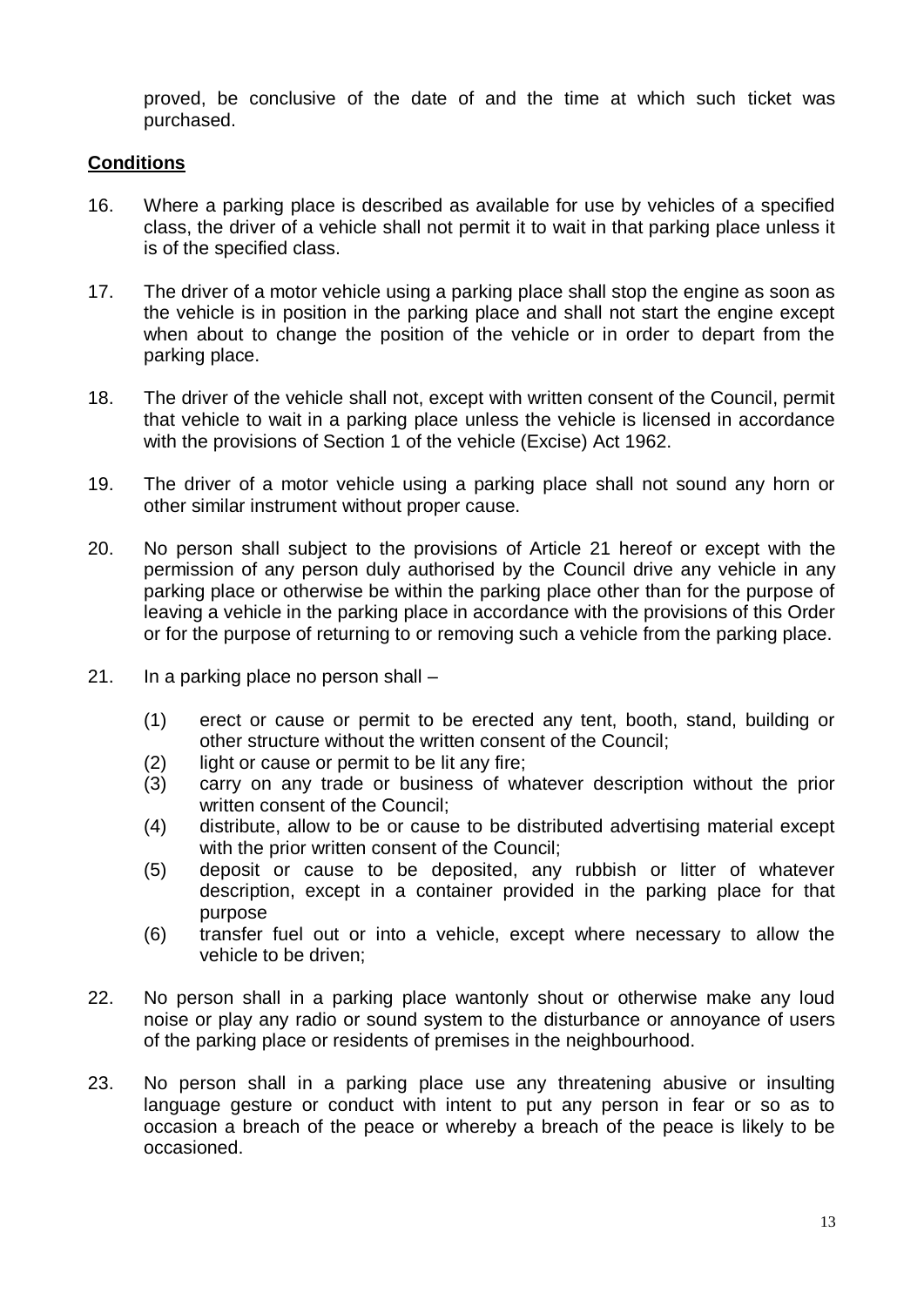proved, be conclusive of the date of and the time at which such ticket was purchased.

**Conditions**

16. Where a parking place is described as available for use by vehicles of a specified class, the driver of a vehicle shall not permit it to wait in that parking place unless it is of the specified class.

17. The driver of a motor vehicle using a parking place shall stop the engine as soon as the vehicle is in position in the parking place and shall not start the engine except when about to change the position of the vehicle or in order to depart from the parking place.

18. The driver of the vehicle shall not, except with written consent of the Council, permit that vehicle to wait in a parking place unless the vehicle is licensed in accordance with the provisions of Section 1 of the vehicle (Excise) Act 1962.

19. The driver of a motor vehicle using a parking place shall not sound any horn or other similar instrument without proper cause.

20. No person shall subject to the provisions of Article 21 hereof or except with the permission of any person duly authorised by the Council drive any vehicle in any parking place or otherwise be within the parking place other than for the purpose of leaving a vehicle in the parking place in accordance with the provisions of this Order or for the purpose of returning to or removing such a vehicle from the parking place.

21. In a parking place no person shall –

    (1) erect or cause or permit to be erected any tent, booth, stand, building or other structure without the written consent of the Council;
    (2) light or cause or permit to be lit any fire;
    (3) carry on any trade or business of whatever description without the prior written consent of the Council;
    (4) distribute, allow to be or cause to be distributed advertising material except with the prior written consent of the Council;
    (5) deposit or cause to be deposited, any rubbish or litter of whatever description, except in a container provided in the parking place for that purpose
    (6) transfer fuel out or into a vehicle, except where necessary to allow the vehicle to be driven;

22. No person shall in a parking place wantonly shout or otherwise make any loud noise or play any radio or sound system to the disturbance or annoyance of users of the parking place or residents of premises in the neighbourhood.

23. No person shall in a parking place use any threatening abusive or insulting language gesture or conduct with intent to put any person in fear or so as to occasion a breach of the peace or whereby a breach of the peace is likely to be occasioned.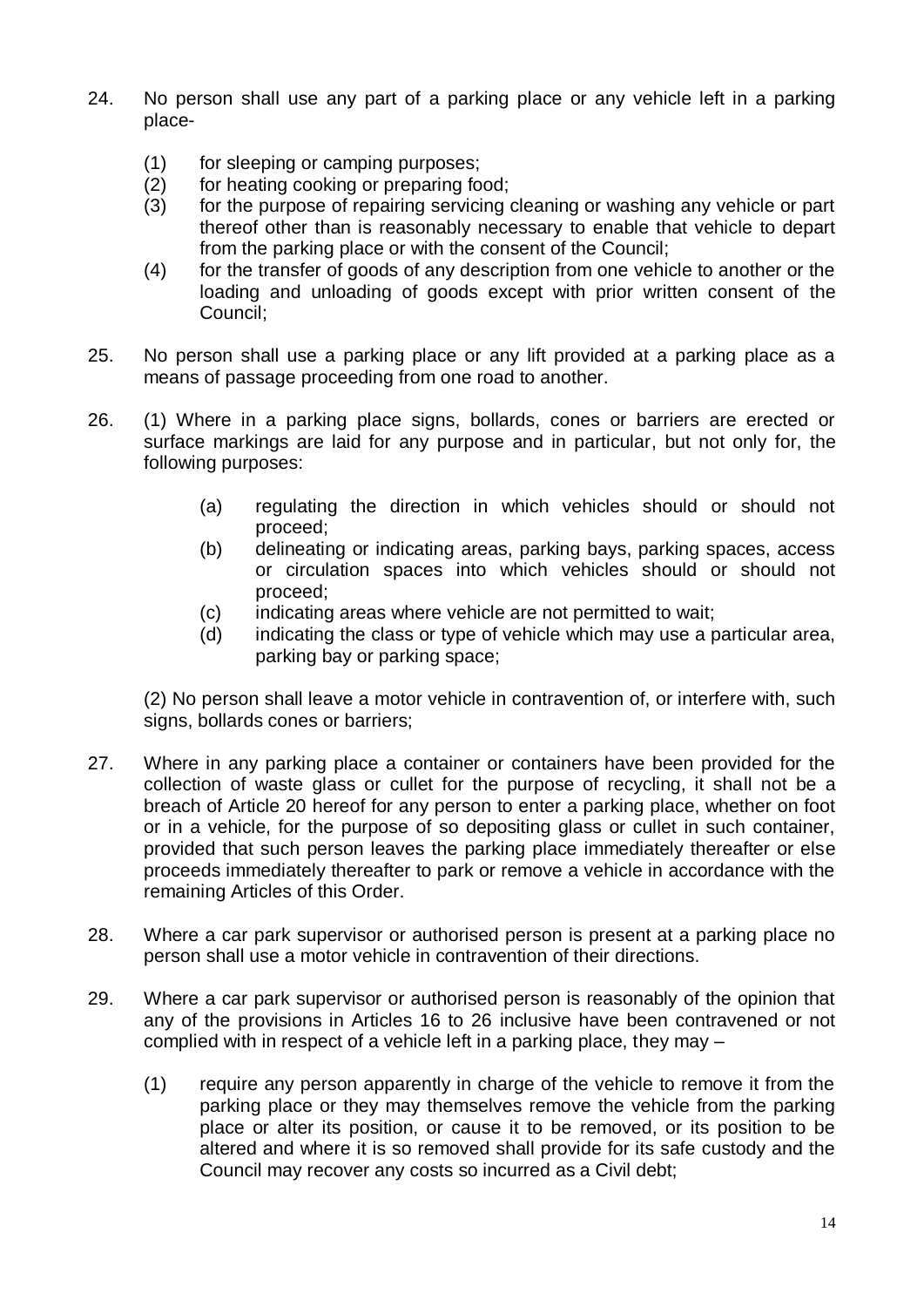24. No person shall use any part of a parking place or any vehicle left in a parking place-

    (1) for sleeping or camping purposes;
    (2) for heating cooking or preparing food;
    (3) for the purpose of repairing servicing cleaning or washing any vehicle or part thereof other than is reasonably necessary to enable that vehicle to depart from the parking place or with the consent of the Council;
    (4) for the transfer of goods of any description from one vehicle to another or the loading and unloading of goods except with prior written consent of the Council;

25. No person shall use a parking place or any lift provided at a parking place as a means of passage proceeding from one road to another.

26. (1) Where in a parking place signs, bollards, cones or barriers are erected or surface markings are laid for any purpose and in particular, but not only for, the following purposes:

    (a) regulating the direction in which vehicles should or should not proceed;
    (b) delineating or indicating areas, parking bays, parking spaces, access or circulation spaces into which vehicles should or should not proceed;
    (c) indicating areas where vehicle are not permitted to wait;
    (d) indicating the class or type of vehicle which may use a particular area, parking bay or parking space;

    (2) No person shall leave a motor vehicle in contravention of, or interfere with, such signs, bollards cones or barriers;

27. Where in any parking place a container or containers have been provided for the collection of waste glass or cullet for the purpose of recycling, it shall not be a breach of Article 20 hereof for any person to enter a parking place, whether on foot or in a vehicle, for the purpose of so depositing glass or cullet in such container, provided that such person leaves the parking place immediately thereafter or else proceeds immediately thereafter to park or remove a vehicle in accordance with the remaining Articles of this Order.

28. Where a car park supervisor or authorised person is present at a parking place no person shall use a motor vehicle in contravention of their directions.

29. Where a car park supervisor or authorised person is reasonably of the opinion that any of the provisions in Articles 16 to 26 inclusive have been contravened or not complied with in respect of a vehicle left in a parking place, they may –

    (1) require any person apparently in charge of the vehicle to remove it from the parking place or they may themselves remove the vehicle from the parking place or alter its position, or cause it to be removed, or its position to be altered and where it is so removed shall provide for its safe custody and the Council may recover any costs so incurred as a Civil debt;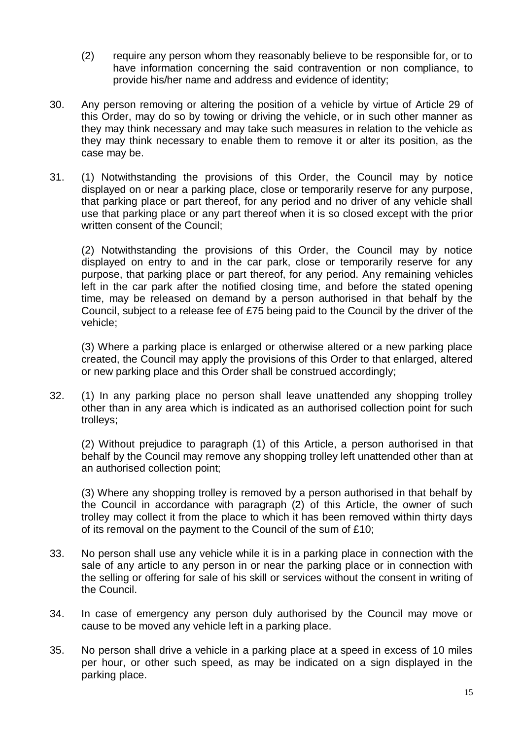(2) require any person whom they reasonably believe to be responsible for, or to have information concerning the said contravention or non compliance, to provide his/her name and address and evidence of identity;

30. Any person removing or altering the position of a vehicle by virtue of Article 29 of this Order, may do so by towing or driving the vehicle, or in such other manner as they may think necessary and may take such measures in relation to the vehicle as they may think necessary to enable them to remove it or alter its position, as the case may be.

31. (1) Notwithstanding the provisions of this Order, the Council may by notice displayed on or near a parking place, close or temporarily reserve for any purpose, that parking place or part thereof, for any period and no driver of any vehicle shall use that parking place or any part thereof when it is so closed except with the prior written consent of the Council;

(2) Notwithstanding the provisions of this Order, the Council may by notice displayed on entry to and in the car park, close or temporarily reserve for any purpose, that parking place or part thereof, for any period. Any remaining vehicles left in the car park after the notified closing time, and before the stated opening time, may be released on demand by a person authorised in that behalf by the Council, subject to a release fee of £75 being paid to the Council by the driver of the vehicle;

(3) Where a parking place is enlarged or otherwise altered or a new parking place created, the Council may apply the provisions of this Order to that enlarged, altered or new parking place and this Order shall be construed accordingly;

32. (1) In any parking place no person shall leave unattended any shopping trolley other than in any area which is indicated as an authorised collection point for such trolleys;

(2) Without prejudice to paragraph (1) of this Article, a person authorised in that behalf by the Council may remove any shopping trolley left unattended other than at an authorised collection point;

(3) Where any shopping trolley is removed by a person authorised in that behalf by the Council in accordance with paragraph (2) of this Article, the owner of such trolley may collect it from the place to which it has been removed within thirty days of its removal on the payment to the Council of the sum of £10;

33. No person shall use any vehicle while it is in a parking place in connection with the sale of any article to any person in or near the parking place or in connection with the selling or offering for sale of his skill or services without the consent in writing of the Council.

34. In case of emergency any person duly authorised by the Council may move or cause to be moved any vehicle left in a parking place.

35. No person shall drive a vehicle in a parking place at a speed in excess of 10 miles per hour, or other such speed, as may be indicated on a sign displayed in the parking place.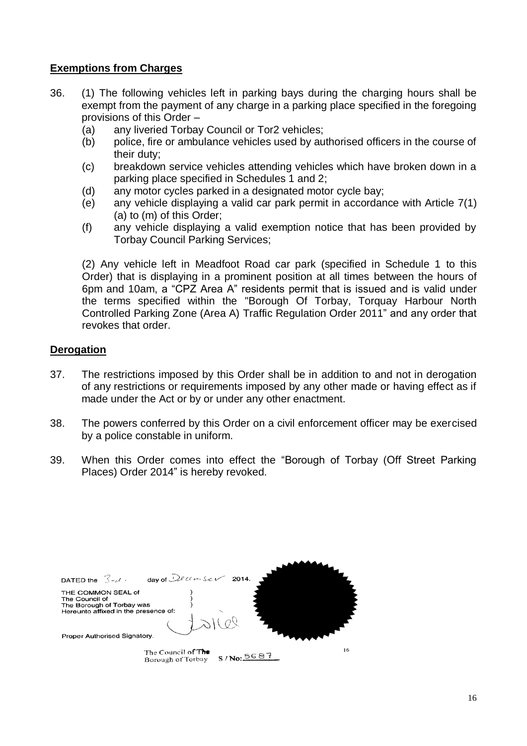## Exemptions from Charges

36. (1) The following vehicles left in parking bays during the charging hours shall be exempt from the payment of any charge in a parking place specified in the foregoing provisions of this Order –
    (a) any liveried Torbay Council or Tor2 vehicles;
    (b) police, fire or ambulance vehicles used by authorised officers in the course of their duty;
    (c) breakdown service vehicles attending vehicles which have broken down in a parking place specified in Schedules 1 and 2;
    (d) any motor cycles parked in a designated motor cycle bay;
    (e) any vehicle displaying a valid car park permit in accordance with Article 7(1) (a) to (m) of this Order;
    (f) any vehicle displaying a valid exemption notice that has been provided by Torbay Council Parking Services;

    (2) Any vehicle left in Meadfoot Road car park (specified in Schedule 1 to this Order) that is displaying in a prominent position at all times between the hours of 6pm and 10am, a "CPZ Area A" residents permit that is issued and is valid under the terms specified within the "Borough Of Torbay, Torquay Harbour North Controlled Parking Zone (Area A) Traffic Regulation Order 2011" and any order that revokes that order.

## Derogation

37. The restrictions imposed by this Order shall be in addition to and not in derogation of any restrictions or requirements imposed by any other made or having effect as if made under the Act or by or under any other enactment.

38. The powers conferred by this Order on a civil enforcement officer may be exercised by a police constable in uniform.

39. When this Order comes into effect the "Borough of Torbay (Off Street Parking Places) Order 2014" is hereby revoked.

DATED the 3rd day of December 2014.

THE COMMON SEAL of
The Council of
The Borough of Torbay was
Hereunto affixed in the presence of:

Proper Authorised Signatory.

The Council of The Borough of Torbay S / No: 5687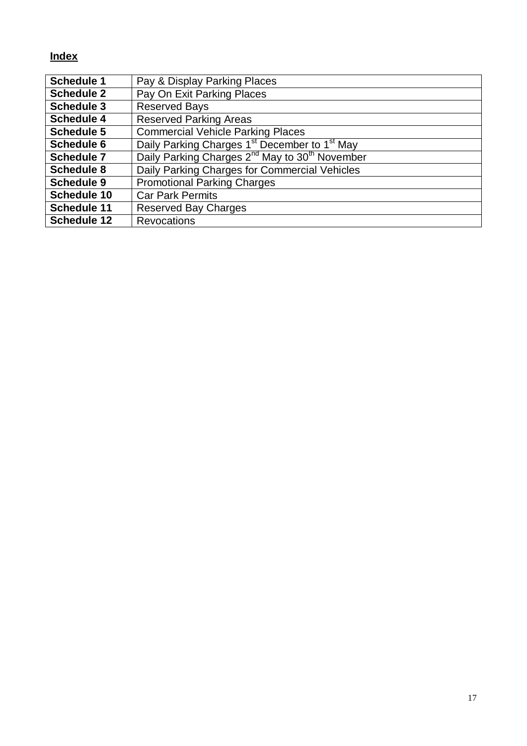**Index**

| Schedule | Description |
|---|---|
| **Schedule 1** | Pay & Display Parking Places |
| **Schedule 2** | Pay On Exit Parking Places |
| **Schedule 3** | Reserved Bays |
| **Schedule 4** | Reserved Parking Areas |
| **Schedule 5** | Commercial Vehicle Parking Places |
| **Schedule 6** | Daily Parking Charges 1st December to 1st May |
| **Schedule 7** | Daily Parking Charges 2nd May to 30th November |
| **Schedule 8** | Daily Parking Charges for Commercial Vehicles |
| **Schedule 9** | Promotional Parking Charges |
| **Schedule 10** | Car Park Permits |
| **Schedule 11** | Reserved Bay Charges |
| **Schedule 12** | Revocations |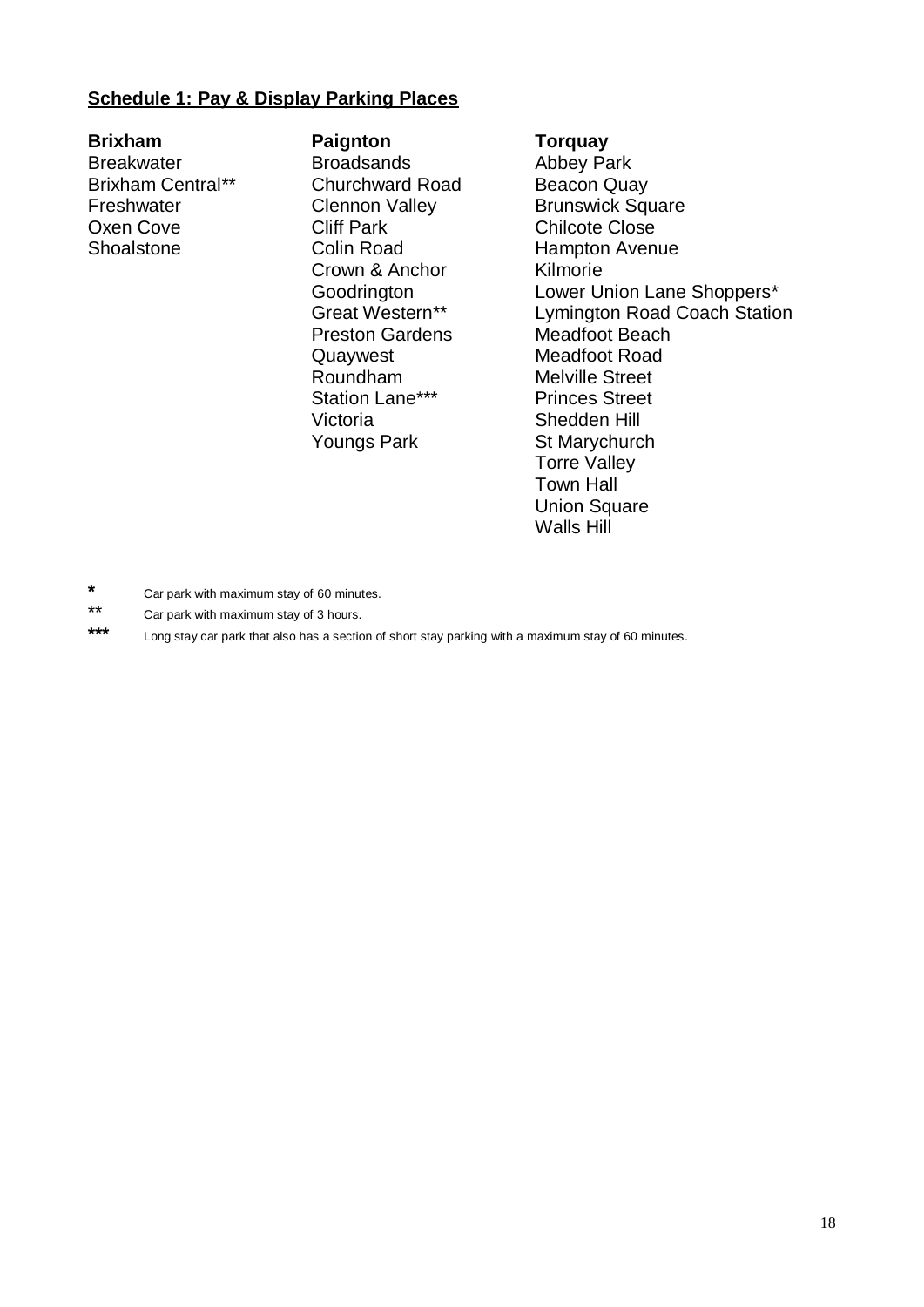## Schedule 1: Pay & Display Parking Places

| Brixham | Paignton | Torquay |
| --- | --- | --- |
| Breakwater | Broadsands | Abbey Park |
| Brixham Central** | Churchward Road | Beacon Quay |
| Freshwater | Clennon Valley | Brunswick Square |
| Oxen Cove | Cliff Park | Chilcote Close |
| Shoalstone | Colin Road | Hampton Avenue |
| | Crown & Anchor | Kilmorie |
| | Goodrington | Lower Union Lane Shoppers* |
| | Great Western** | Lymington Road Coach Station |
| | Preston Gardens | Meadfoot Beach |
| | Quaywest | Meadfoot Road |
| | Roundham | Melville Street |
| | Station Lane*** | Princes Street |
| | Victoria | Shedden Hill |
| | Youngs Park | St Marychurch |
| | | Torre Valley |
| | | Town Hall |
| | | Union Square |
| | | Walls Hill |

\* Car park with maximum stay of 60 minutes.

\** Car park with maximum stay of 3 hours.

\*** Long stay car park that also has a section of short stay parking with a maximum stay of 60 minutes.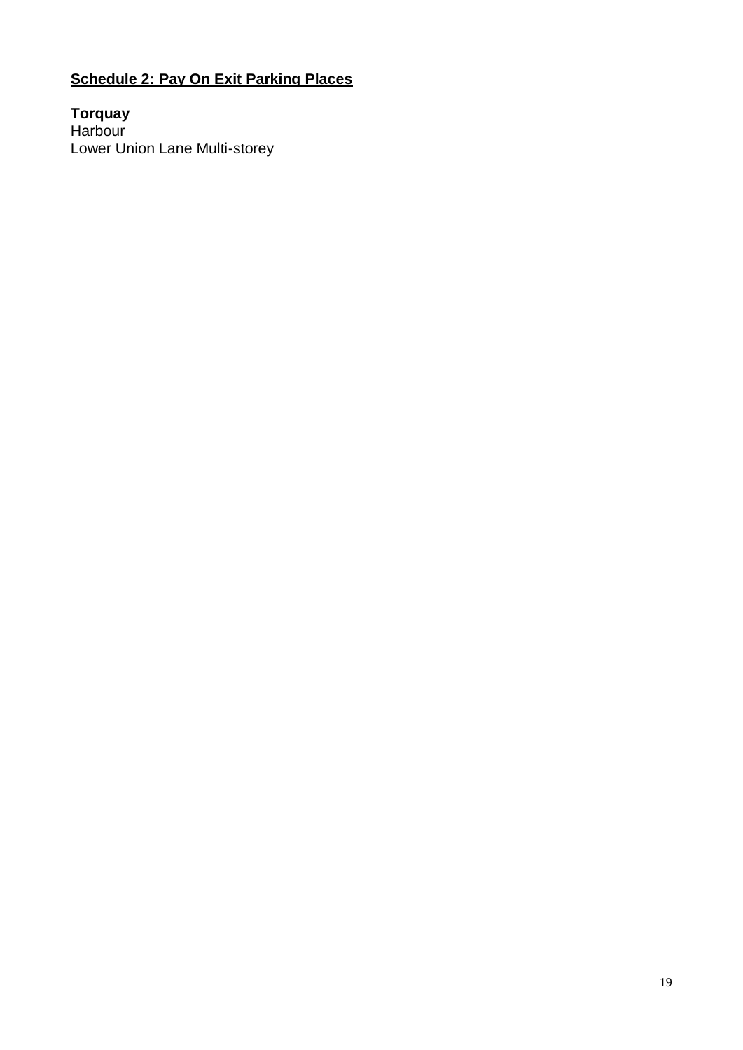## Schedule 2: Pay On Exit Parking Places

**Torquay**
Harbour
Lower Union Lane Multi-storey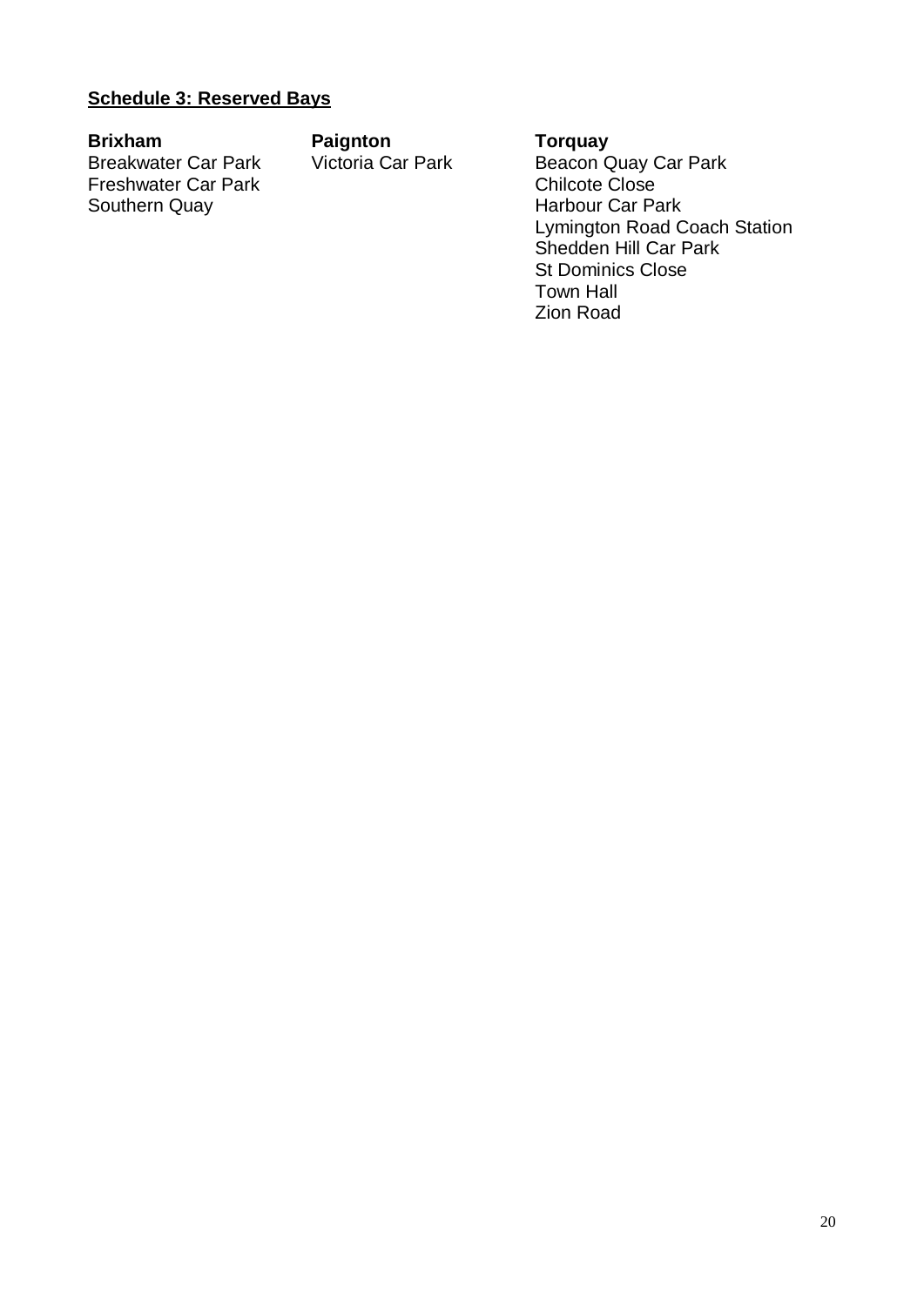**Schedule 3: Reserved Bays**

| Brixham | Paignton | Torquay |
| --- | --- | --- |
| Breakwater Car Park | Victoria Car Park | Beacon Quay Car Park |
| Freshwater Car Park | | Chilcote Close |
| Southern Quay | | Harbour Car Park |
| | | Lymington Road Coach Station |
| | | Shedden Hill Car Park |
| | | St Dominics Close |
| | | Town Hall |
| | | Zion Road |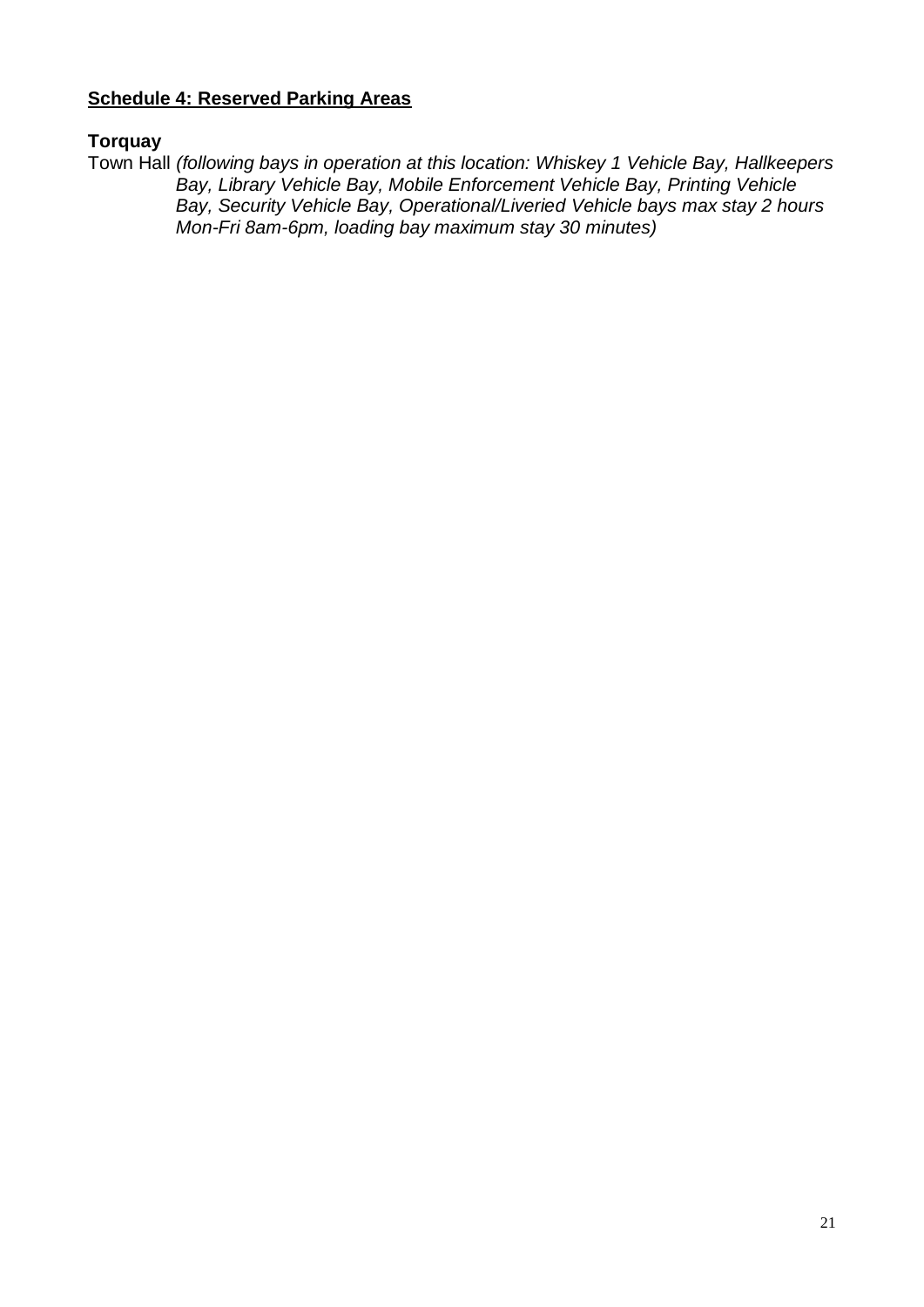**<u>Schedule 4: Reserved Parking Areas</u>**

**Torquay**

Town Hall *(following bays in operation at this location: Whiskey 1 Vehicle Bay, Hallkeepers Bay, Library Vehicle Bay, Mobile Enforcement Vehicle Bay, Printing Vehicle Bay, Security Vehicle Bay, Operational/Liveried Vehicle bays max stay 2 hours Mon-Fri 8am-6pm, loading bay maximum stay 30 minutes)*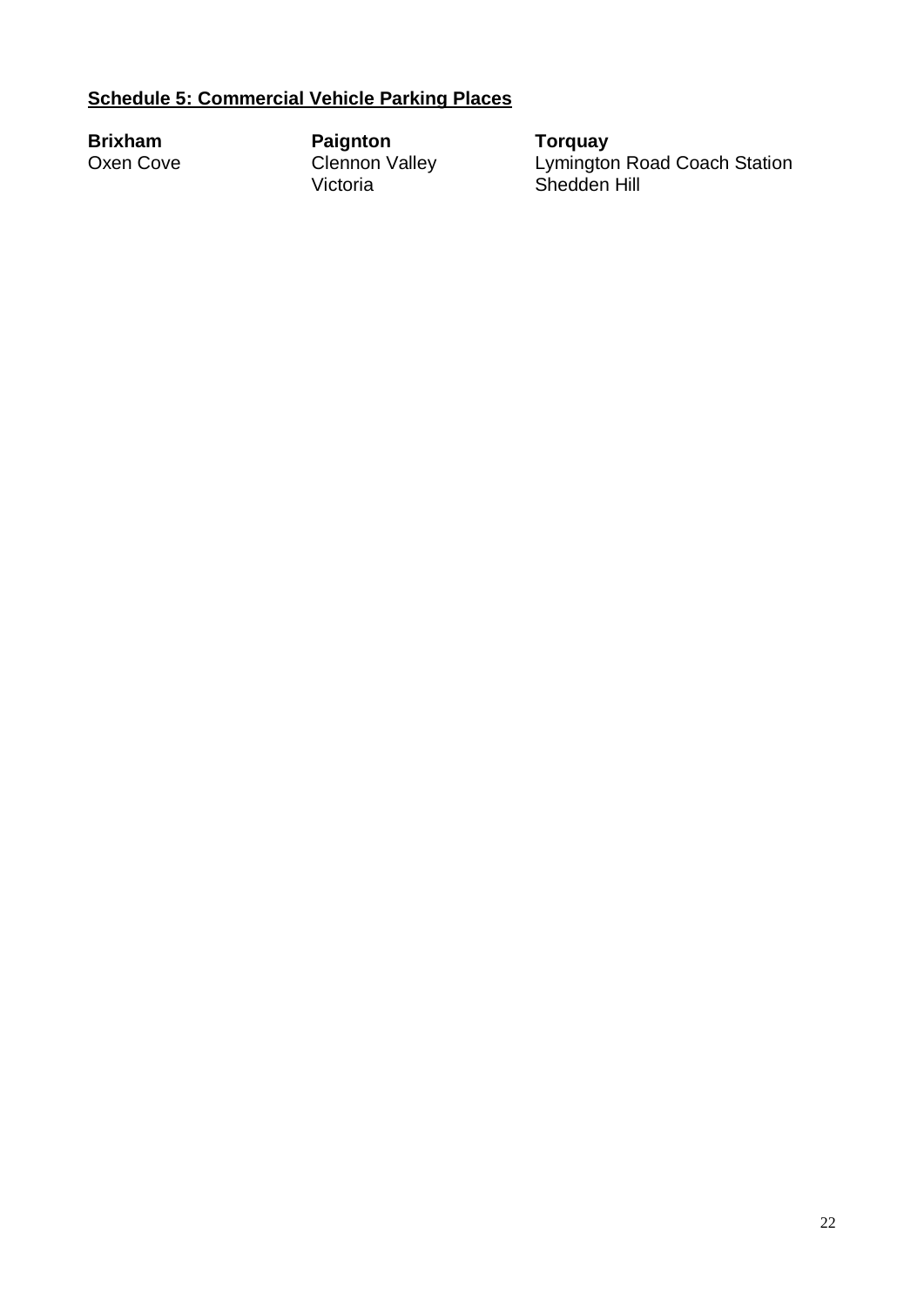## Schedule 5: Commercial Vehicle Parking Places

| Brixham | Paignton | Torquay |
| --- | --- | --- |
| Oxen Cove | Clennon Valley | Lymington Road Coach Station |
| | Victoria | Shedden Hill |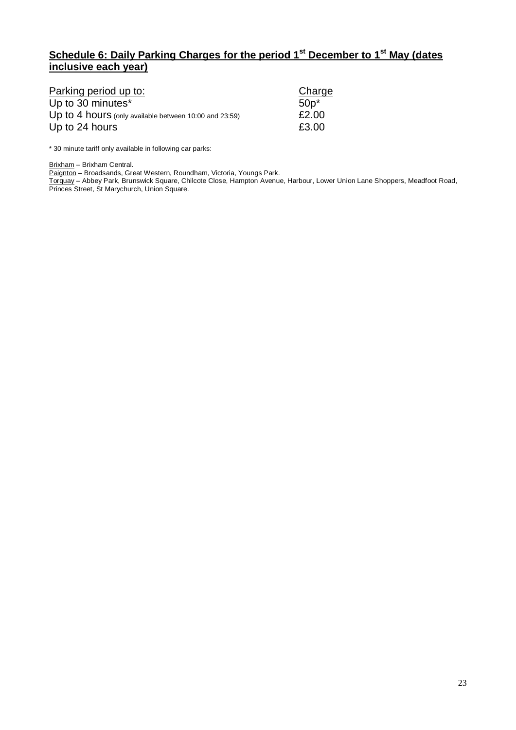## Schedule 6: Daily Parking Charges for the period 1st December to 1st May (dates inclusive each year)

| Parking period up to: | Charge |
| --- | --- |
| Up to 30 minutes* | 50p* |
| Up to 4 hours (only available between 10:00 and 23:59) | £2.00 |
| Up to 24 hours | £3.00 |

* 30 minute tariff only available in following car parks:

Brixham – Brixham Central.
Paignton – Broadsands, Great Western, Roundham, Victoria, Youngs Park.
Torquay – Abbey Park, Brunswick Square, Chilcote Close, Hampton Avenue, Harbour, Lower Union Lane Shoppers, Meadfoot Road, Princes Street, St Marychurch, Union Square.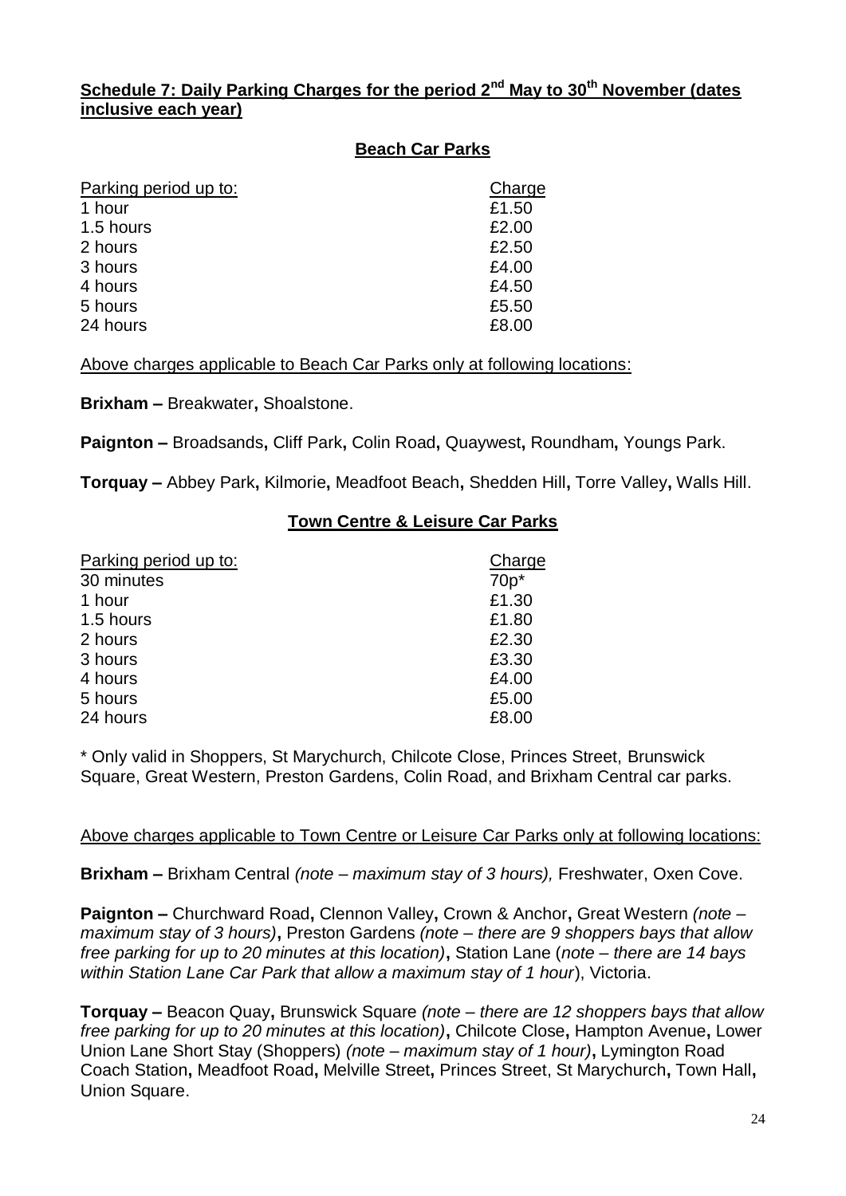## Schedule 7: Daily Parking Charges for the period 2nd May to 30th November (dates inclusive each year)

### Beach Car Parks

| Parking period up to: | Charge |
|---|---|
| 1 hour | £1.50 |
| 1.5 hours | £2.00 |
| 2 hours | £2.50 |
| 3 hours | £4.00 |
| 4 hours | £4.50 |
| 5 hours | £5.50 |
| 24 hours | £8.00 |

Above charges applicable to Beach Car Parks only at following locations:

**Brixham –** Breakwater**,** Shoalstone.

**Paignton –** Broadsands**,** Cliff Park**,** Colin Road**,** Quaywest**,** Roundham**,** Youngs Park.

**Torquay –** Abbey Park**,** Kilmorie**,** Meadfoot Beach**,** Shedden Hill**,** Torre Valley**,** Walls Hill.

### Town Centre & Leisure Car Parks

| Parking period up to: | Charge |
|---|---|
| 30 minutes | 70p* |
| 1 hour | £1.30 |
| 1.5 hours | £1.80 |
| 2 hours | £2.30 |
| 3 hours | £3.30 |
| 4 hours | £4.00 |
| 5 hours | £5.00 |
| 24 hours | £8.00 |

* Only valid in Shoppers, St Marychurch, Chilcote Close, Princes Street, Brunswick Square, Great Western, Preston Gardens, Colin Road, and Brixham Central car parks.

Above charges applicable to Town Centre or Leisure Car Parks only at following locations:

**Brixham –** Brixham Central *(note – maximum stay of 3 hours),* Freshwater, Oxen Cove.

**Paignton –** Churchward Road**,** Clennon Valley**,** Crown & Anchor**,** Great Western *(note – maximum stay of 3 hours)***,** Preston Gardens *(note – there are 9 shoppers bays that allow free parking for up to 20 minutes at this location)***,** Station Lane (*note – there are 14 bays within Station Lane Car Park that allow a maximum stay of 1 hour*), Victoria.

**Torquay –** Beacon Quay**,** Brunswick Square *(note – there are 12 shoppers bays that allow free parking for up to 20 minutes at this location)***,** Chilcote Close**,** Hampton Avenue**,** Lower Union Lane Short Stay (Shoppers) *(note – maximum stay of 1 hour)***,** Lymington Road Coach Station**,** Meadfoot Road**,** Melville Street**,** Princes Street, St Marychurch**,** Town Hall**,** Union Square.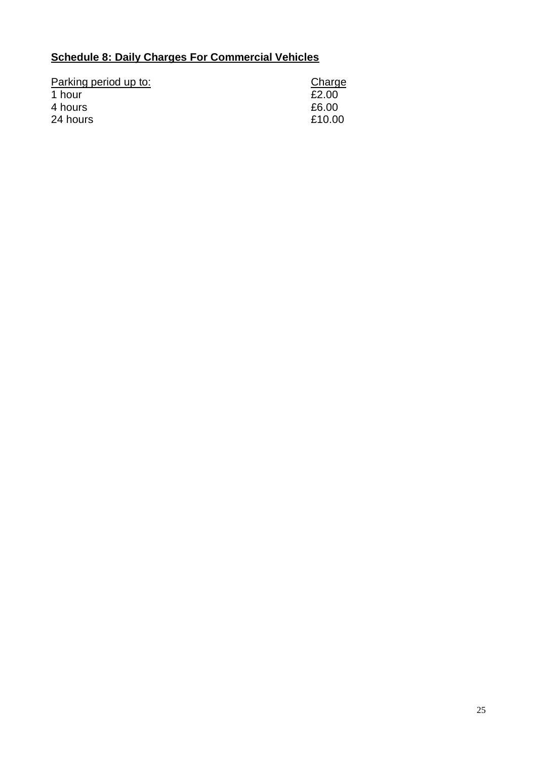## Schedule 8: Daily Charges For Commercial Vehicles

| Parking period up to: | Charge |
|---|---|
| 1 hour | £2.00 |
| 4 hours | £6.00 |
| 24 hours | £10.00 |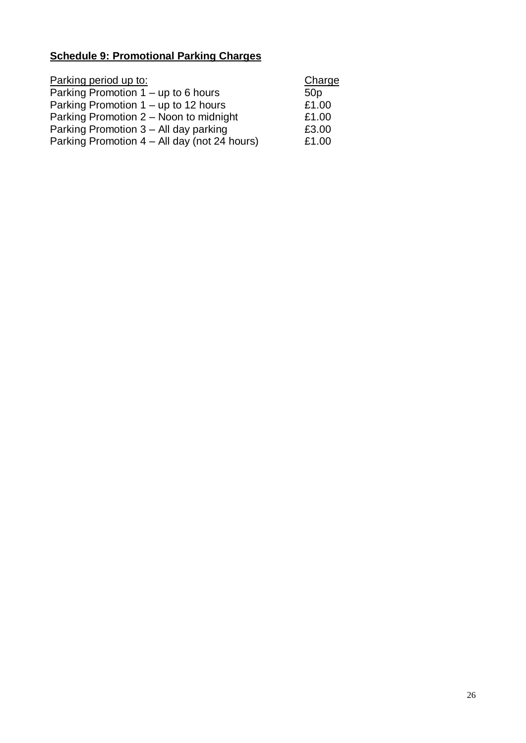**Schedule 9: Promotional Parking Charges**

| Parking period up to: | Charge |
|---|---|
| Parking Promotion 1 – up to 6 hours | 50p |
| Parking Promotion 1 – up to 12 hours | £1.00 |
| Parking Promotion 2 – Noon to midnight | £1.00 |
| Parking Promotion 3 – All day parking | £3.00 |
| Parking Promotion 4 – All day (not 24 hours) | £1.00 |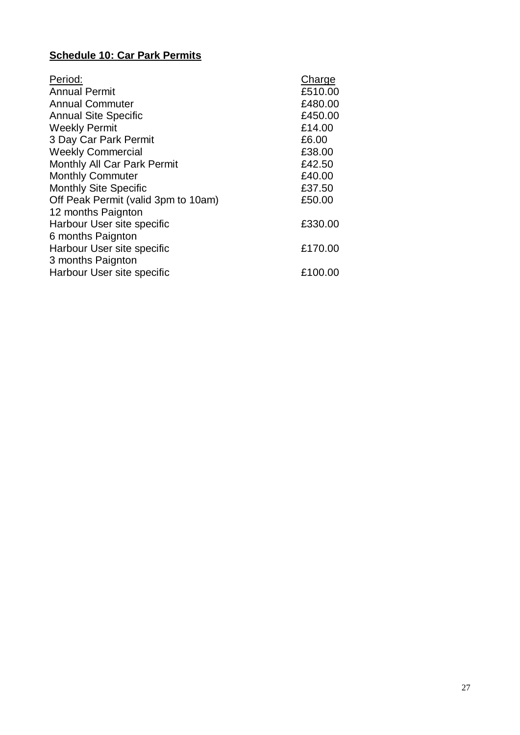**Schedule 10: Car Park Permits**

| Period: | Charge |
|---|---|
| Annual Permit | £510.00 |
| Annual Commuter | £480.00 |
| Annual Site Specific | £450.00 |
| Weekly Permit | £14.00 |
| 3 Day Car Park Permit | £6.00 |
| Weekly Commercial | £38.00 |
| Monthly All Car Park Permit | £42.50 |
| Monthly Commuter | £40.00 |
| Monthly Site Specific | £37.50 |
| Off Peak Permit (valid 3pm to 10am) | £50.00 |
| 12 months Paignton Harbour User site specific | £330.00 |
| 6 months Paignton Harbour User site specific | £170.00 |
| 3 months Paignton Harbour User site specific | £100.00 |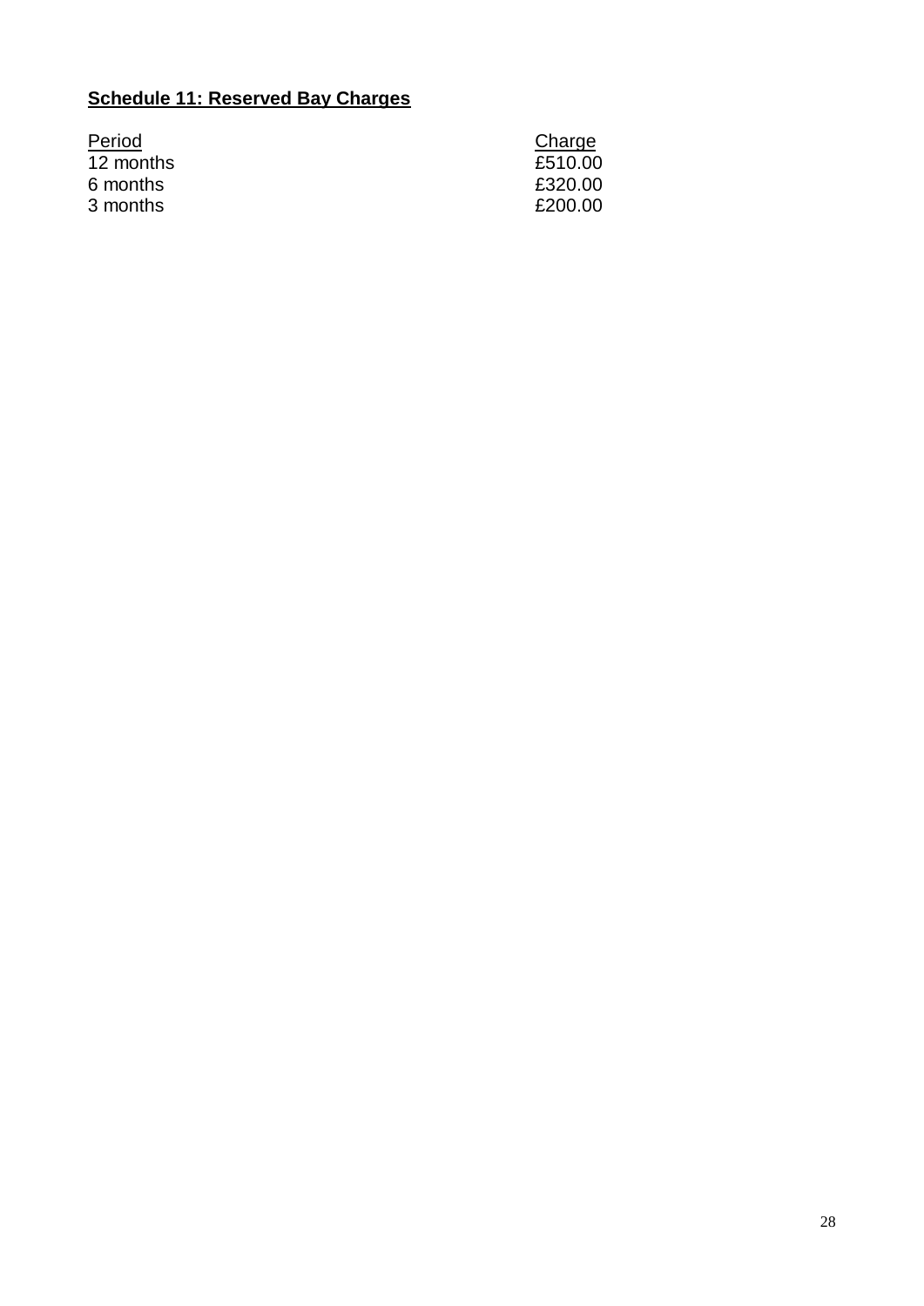**Schedule 11: Reserved Bay Charges**

| Period | Charge |
| --- | --- |
| 12 months | £510.00 |
| 6 months | £320.00 |
| 3 months | £200.00 |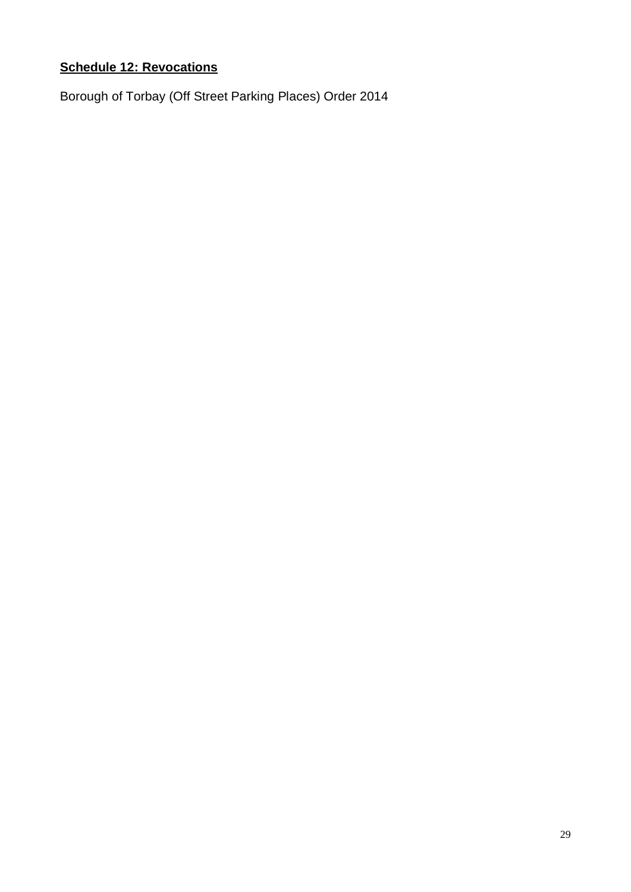## **Schedule 12: Revocations**

Borough of Torbay (Off Street Parking Places) Order 2014